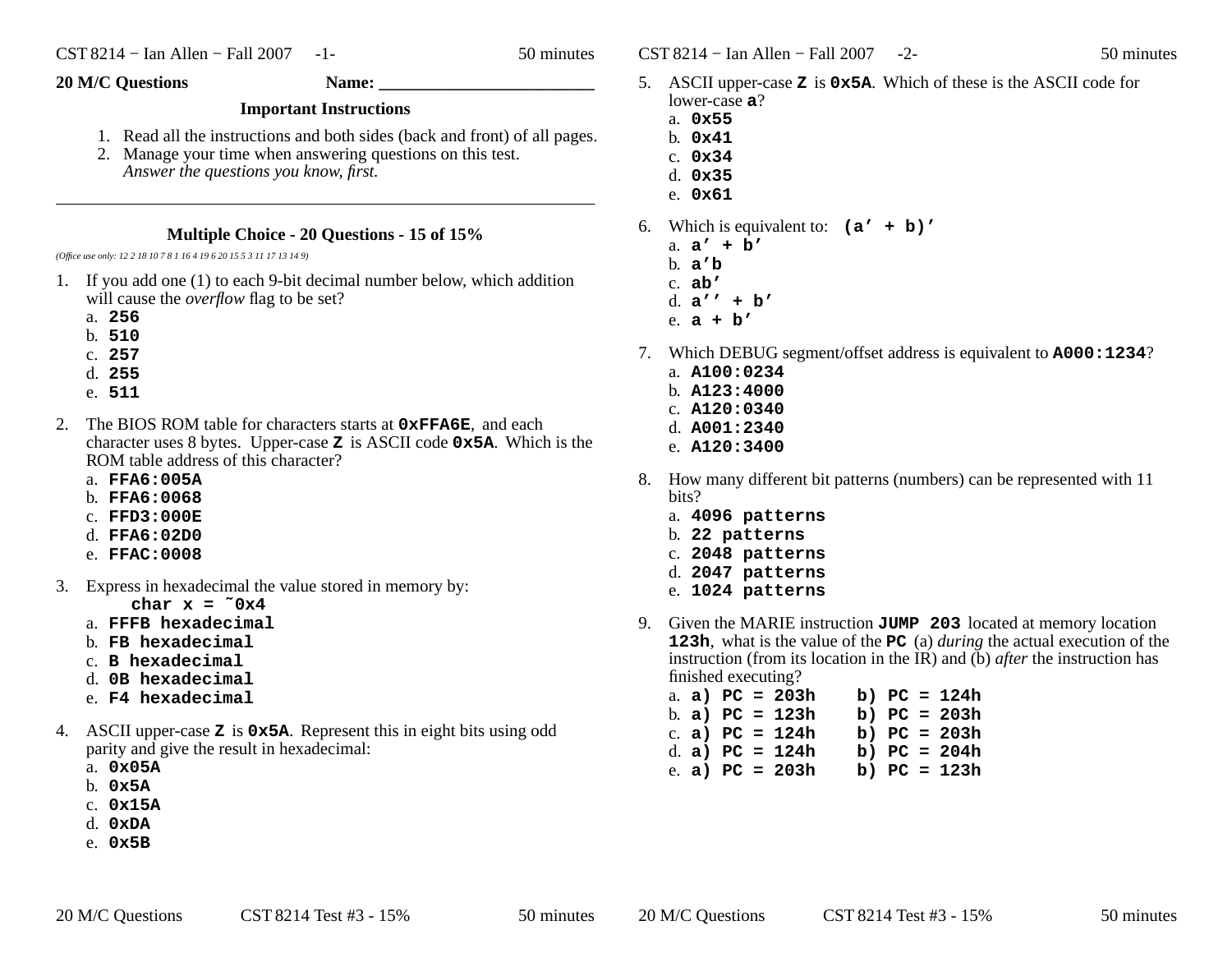**20 M/C Questions** **Name: ________________________**

### Important Instructions

1. Read all the instructions and both sides (back and front) of all pages.
2. Manage your time when answering questions on this test.
   *Answer the questions you know, first.*

---

### Multiple Choice - 20 Questions - 15 of 15%

*(Office use only: 12 2 18 10 7 8 1 16 4 19 6 20 15 5 3 11 17 13 14 9)*

1. If you add one (1) to each 9-bit decimal number below, which addition will cause the *overflow* flag to be set?
   a. **256**
   b. **510**
   c. **257**
   d. **255**
   e. **511**

2. The BIOS ROM table for characters starts at **0xFFA6E**, and each character uses 8 bytes. Upper-case **Z** is ASCII code **0x5A**. Which is the ROM table address of this character?
   a. **FFA6:005A**
   b. **FFA6:0068**
   c. **FFD3:000E**
   d. **FFA6:02D0**
   e. **FFAC:0008**

3. Express in hexadecimal the value stored in memory by:
   ```
   char x = ~0x4
   ```
   a. **FFFB hexadecimal**
   b. **FB hexadecimal**
   c. **B hexadecimal**
   d. **0B hexadecimal**
   e. **F4 hexadecimal**

4. ASCII upper-case **Z** is **0x5A**. Represent this in eight bits using odd parity and give the result in hexadecimal:
   a. **0x05A**
   b. **0x5A**
   c. **0x15A**
   d. **0xDA**
   e. **0x5B**

5. ASCII upper-case **Z** is **0x5A**. Which of these is the ASCII code for lower-case **a**?
   a. **0x55**
   b. **0x41**
   c. **0x34**
   d. **0x35**
   e. **0x61**

6. Which is equivalent to: **(a’ + b)’**
   a. **a’ + b’**
   b. **a’b**
   c. **ab’**
   d. **a’’ + b’**
   e. **a + b’**

7. Which DEBUG segment/offset address is equivalent to **A000:1234**?
   a. **A100:0234**
   b. **A123:4000**
   c. **A120:0340**
   d. **A001:2340**
   e. **A120:3400**

8. How many different bit patterns (numbers) can be represented with 11 bits?
   a. **4096 patterns**
   b. **22 patterns**
   c. **2048 patterns**
   d. **2047 patterns**
   e. **1024 patterns**

9. Given the MARIE instruction **JUMP 203** located at memory location **123h**, what is the value of the **PC** (a) *during* the actual execution of the instruction (from its location in the IR) and (b) *after* the instruction has finished executing?
   a. **a) PC = 203h    b) PC = 124h**
   b. **a) PC = 123h    b) PC = 203h**
   c. **a) PC = 124h    b) PC = 203h**
   d. **a) PC = 124h    b) PC = 204h**
   e. **a) PC = 203h    b) PC = 123h**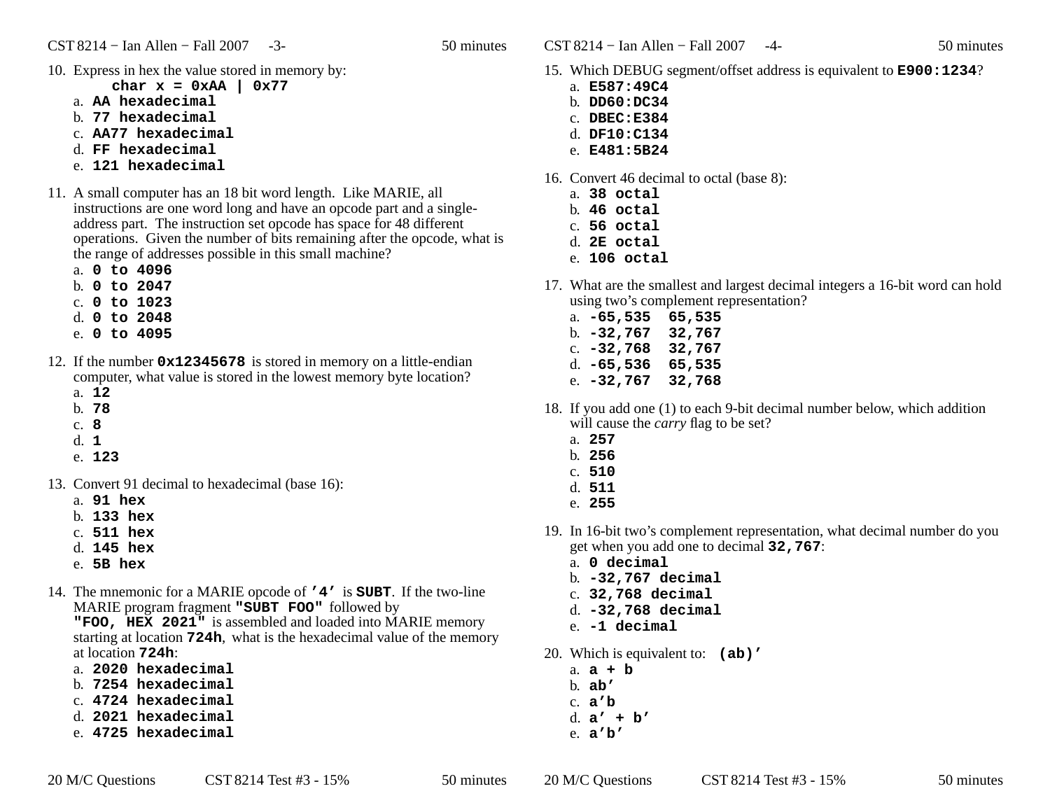10. Express in hex the value stored in memory by:

    ```
    char x = 0xAA | 0x77
    ```

    a. **AA hexadecimal**
    b. **77 hexadecimal**
    c. **AA77 hexadecimal**
    d. **FF hexadecimal**
    e. **121 hexadecimal**

11. A small computer has an 18 bit word length. Like MARIE, all instructions are one word long and have an opcode part and a single-address part. The instruction set opcode has space for 48 different operations. Given the number of bits remaining after the opcode, what is the range of addresses possible in this small machine?
    a. **0 to 4096**
    b. **0 to 2047**
    c. **0 to 1023**
    d. **0 to 2048**
    e. **0 to 4095**

12. If the number **0x12345678** is stored in memory on a little-endian computer, what value is stored in the lowest memory byte location?
    a. **12**
    b. **78**
    c. **8**
    d. **1**
    e. **123**

13. Convert 91 decimal to hexadecimal (base 16):
    a. **91 hex**
    b. **133 hex**
    c. **511 hex**
    d. **145 hex**
    e. **5B hex**

14. The mnemonic for a MARIE opcode of **'4'** is **SUBT**. If the two-line MARIE program fragment **"SUBT FOO"** followed by **"FOO, HEX 2021"** is assembled and loaded into MARIE memory starting at location **724h**, what is the hexadecimal value of the memory at location **724h**:
    a. **2020 hexadecimal**
    b. **7254 hexadecimal**
    c. **4724 hexadecimal**
    d. **2021 hexadecimal**
    e. **4725 hexadecimal**

15. Which DEBUG segment/offset address is equivalent to **E900:1234**?
    a. **E587:49C4**
    b. **DD60:DC34**
    c. **DBEC:E384**
    d. **DF10:C134**
    e. **E481:5B24**

16. Convert 46 decimal to octal (base 8):
    a. **38 octal**
    b. **46 octal**
    c. **56 octal**
    d. **2E octal**
    e. **106 octal**

17. What are the smallest and largest decimal integers a 16-bit word can hold using two's complement representation?
    a. **-65,535  65,535**
    b. **-32,767  32,767**
    c. **-32,768  32,767**
    d. **-65,536  65,535**
    e. **-32,767  32,768**

18. If you add one (1) to each 9-bit decimal number below, which addition will cause the *carry* flag to be set?
    a. **257**
    b. **256**
    c. **510**
    d. **511**
    e. **255**

19. In 16-bit two's complement representation, what decimal number do you get when you add one to decimal **32,767**:
    a. **0 decimal**
    b. **-32,767 decimal**
    c. **32,768 decimal**
    d. **-32,768 decimal**
    e. **-1 decimal**

20. Which is equivalent to: **(ab)'**
    a. **a + b**
    b. **ab'**
    c. **a'b**
    d. **a' + b'**
    e. **a'b'**